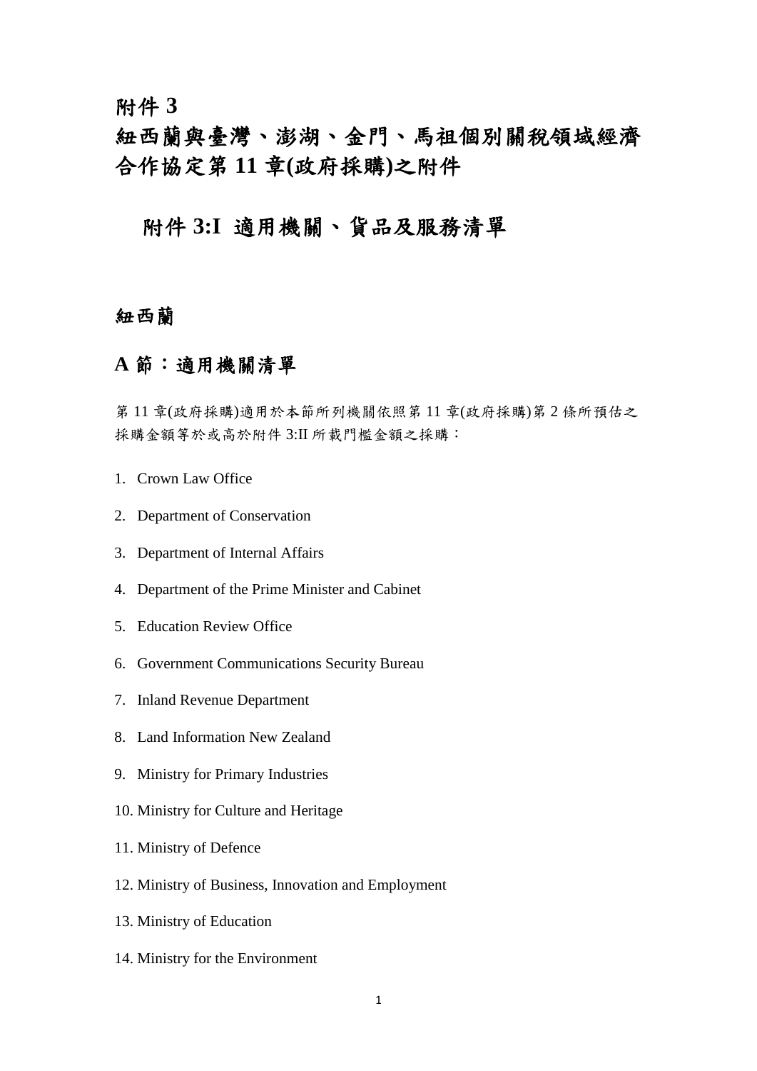# 附件 3
# 紐西蘭與臺灣、澎湖、金門、馬祖個別關稅領域經濟合作協定第 11 章(政府採購)之附件

## 附件 3:I 適用機關、貨品及服務清單

## 紐西蘭

## A 節：適用機關清單

第 11 章(政府採購)適用於本節所列機關依照第 11 章(政府採購)第 2 條所預估之採購金額等於或高於附件 3:II 所載門檻金額之採購：

1. Crown Law Office
2. Department of Conservation
3. Department of Internal Affairs
4. Department of the Prime Minister and Cabinet
5. Education Review Office
6. Government Communications Security Bureau
7. Inland Revenue Department
8. Land Information New Zealand
9. Ministry for Primary Industries
10. Ministry for Culture and Heritage
11. Ministry of Defence
12. Ministry of Business, Innovation and Employment
13. Ministry of Education
14. Ministry for the Environment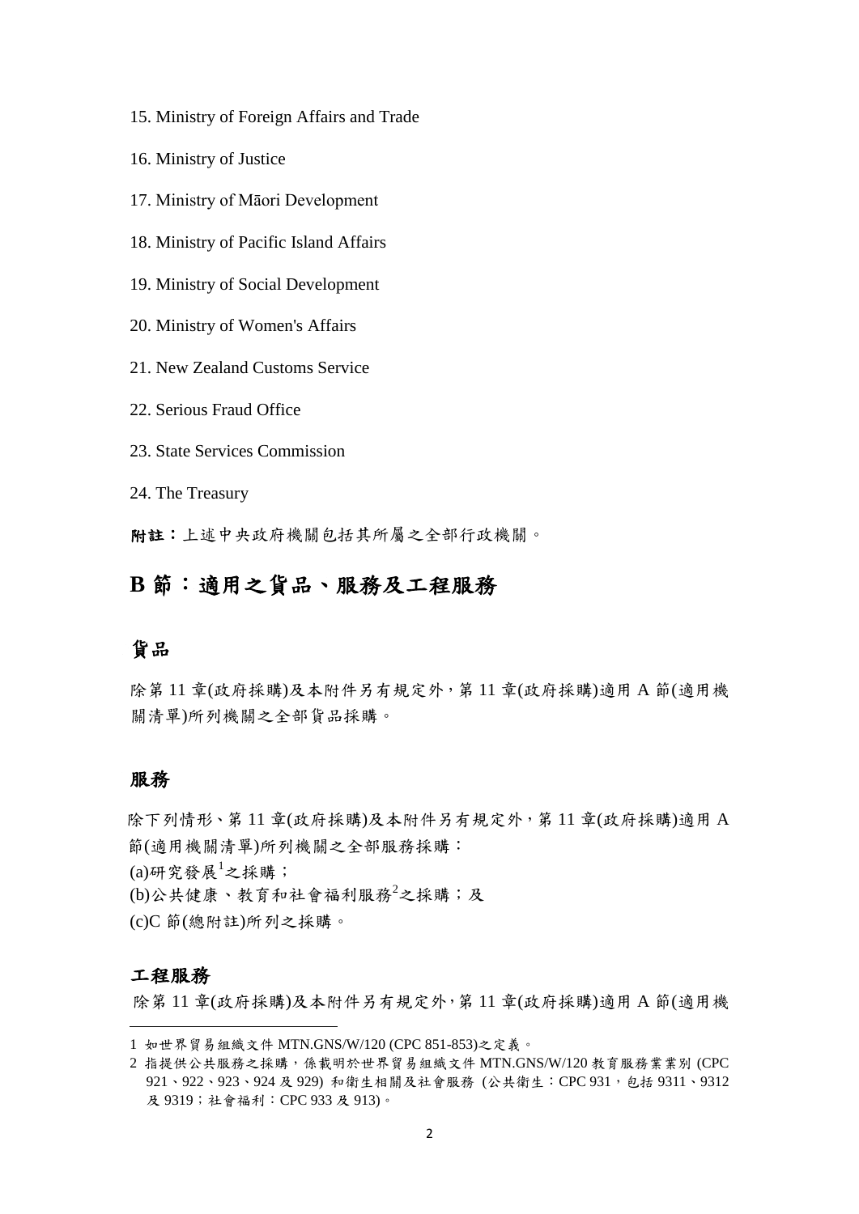15. Ministry of Foreign Affairs and Trade

16. Ministry of Justice

17. Ministry of Māori Development

18. Ministry of Pacific Island Affairs

19. Ministry of Social Development

20. Ministry of Women's Affairs

21. New Zealand Customs Service

22. Serious Fraud Office

23. State Services Commission

24. The Treasury

**附註：**上述中央政府機關包括其所屬之全部行政機關。

## B 節：適用之貨品、服務及工程服務

### 貨品

除第 11 章(政府採購)及本附件另有規定外，第 11 章(政府採購)適用 A 節(適用機關清單)所列機關之全部貨品採購。

### 服務

除下列情形、第 11 章(政府採購)及本附件另有規定外，第 11 章(政府採購)適用 A 節(適用機關清單)所列機關之全部服務採購：

(a)研究發展[1]之採購；

(b)公共健康、教育和社會福利服務[2]之採購；及

(c)C 節(總附註)所列之採購。

### 工程服務

除第 11 章(政府採購)及本附件另有規定外，第 11 章(政府採購)適用 A 節(適用機

---

1 如世界貿易組織文件 MTN.GNS/W/120 (CPC 851-853)之定義。

2 指提供公共服務之採購，係載明於世界貿易組織文件 MTN.GNS/W/120 教育服務業業別 (CPC 921、922、923、924 及 929) 和衛生相關及社會服務 (公共衛生：CPC 931，包括 9311、9312 及 9319；社會福利：CPC 933 及 913)。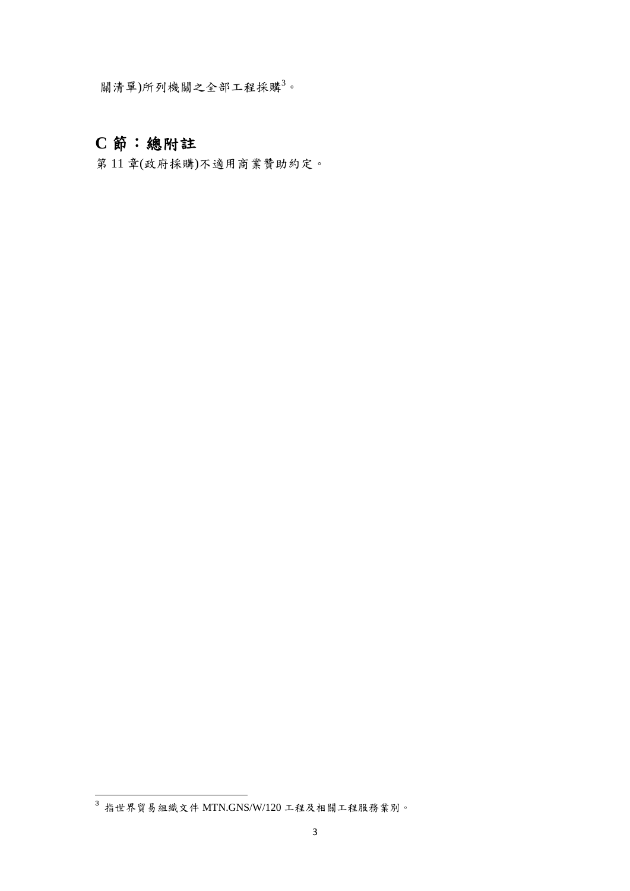關清單)所列機關之全部工程採購[3]。

## C 節：總附註

第 11 章(政府採購)不適用商業贊助約定。

[3] 指世界貿易組織文件 MTN.GNS/W/120 工程及相關工程服務業別。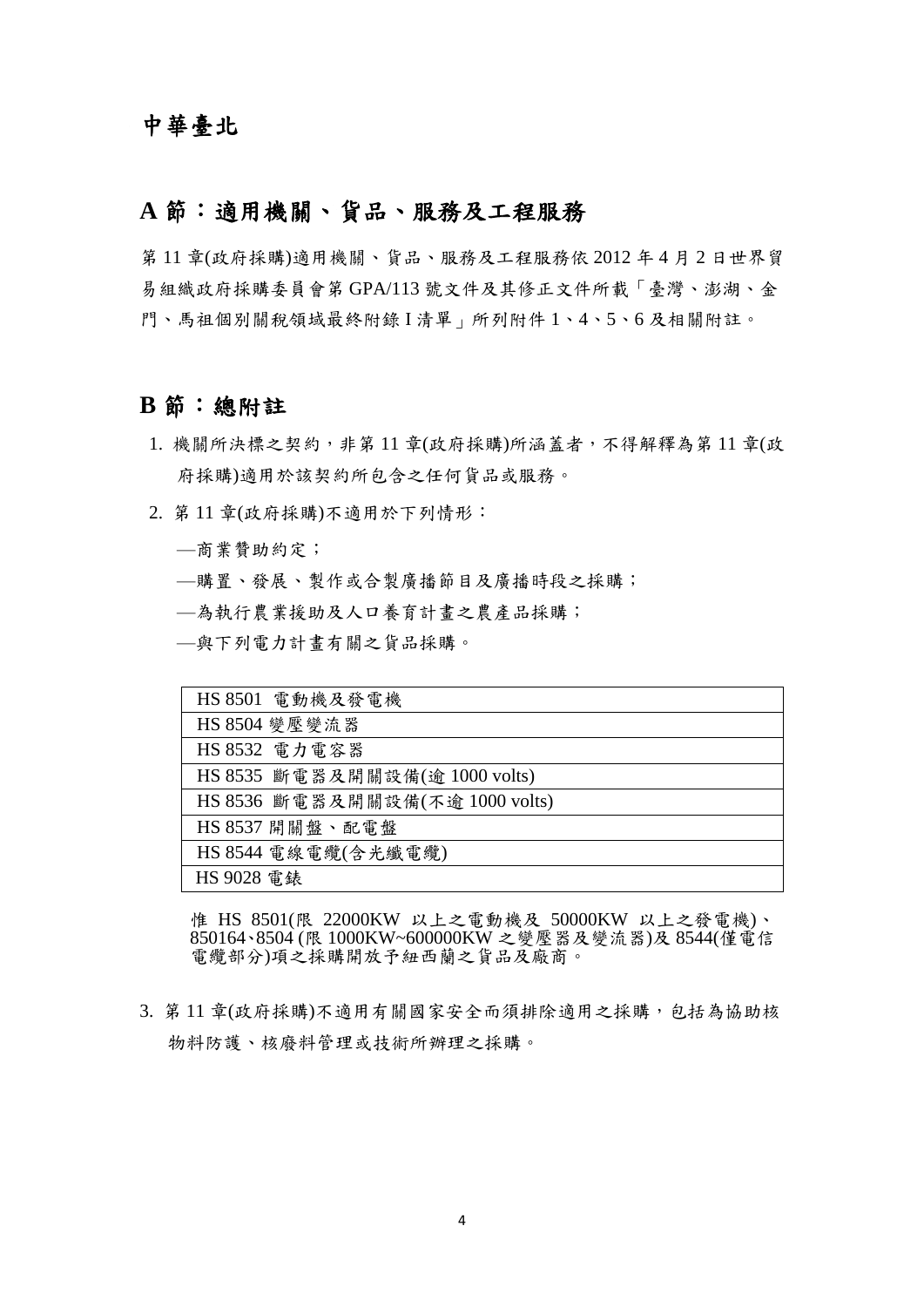# 中華臺北

## A 節：適用機關、貨品、服務及工程服務

第 11 章(政府採購)適用機關、貨品、服務及工程服務依 2012 年 4 月 2 日世界貿易組織政府採購委員會第 GPA/113 號文件及其修正文件所載「臺灣、澎湖、金門、馬祖個別關稅領域最終附錄 I 清單」所列附件 1、4、5、6 及相關附註。

## B 節：總附註

1. 機關所決標之契約，非第 11 章(政府採購)所涵蓋者，不得解釋為第 11 章(政府採購)適用於該契約所包含之任何貨品或服務。

2. 第 11 章(政府採購)不適用於下列情形：

   —商業贊助約定；

   —購置、發展、製作或合製廣播節目及廣播時段之採購；

   —為執行農業援助及人口養育計畫之農產品採購；

   —與下列電力計畫有關之貨品採購。

| HS 8501 電動機及發電機 |
|---|
| HS 8504 變壓變流器 |
| HS 8532 電力電容器 |
| HS 8535 斷電器及開關設備(逾 1000 volts) |
| HS 8536 斷電器及開關設備(不逾 1000 volts) |
| HS 8537 開關盤、配電盤 |
| HS 8544 電線電纜(含光纖電纜) |
| HS 9028 電錶 |

   惟 HS 8501(限 22000KW 以上之電動機及 50000KW 以上之發電機)、850164、8504 (限 1000KW~600000KW 之變壓器及變流器)及 8544(僅電信電纜部分)項之採購開放予紐西蘭之貨品及廠商。

3. 第 11 章(政府採購)不適用有關國家安全而須排除適用之採購，包括為協助核物料防護、核廢料管理或技術所辦理之採購。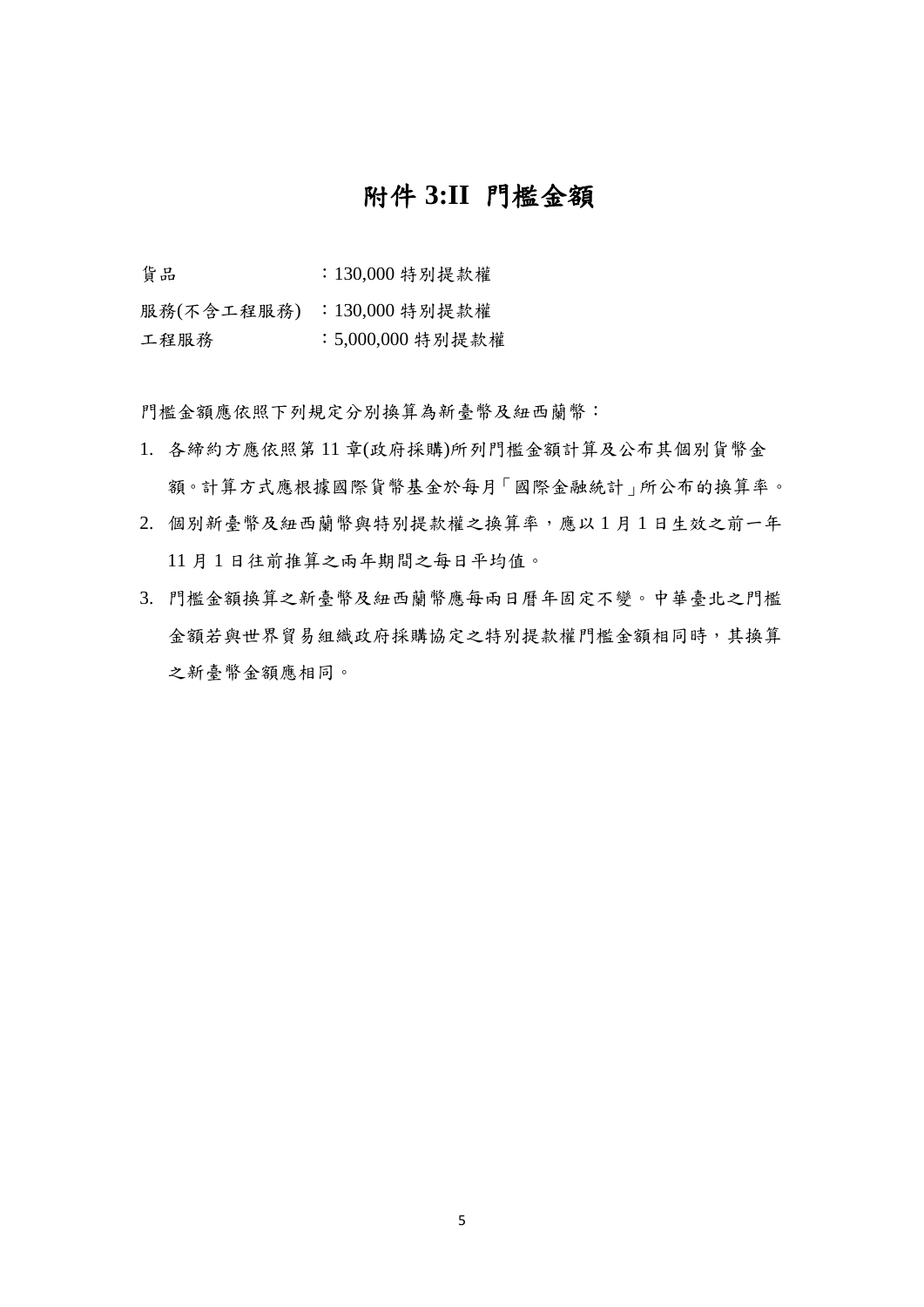# 附件 3:II 門檻金額

貨品　　　　　　：130,000 特別提款權

服務(不含工程服務) ：130,000 特別提款權

工程服務　　　　：5,000,000 特別提款權

門檻金額應依照下列規定分別換算為新臺幣及紐西蘭幣：

1. 各締約方應依照第 11 章(政府採購)所列門檻金額計算及公布其個別貨幣金額。計算方式應根據國際貨幣基金於每月「國際金融統計」所公布的換算率。
2. 個別新臺幣及紐西蘭幣與特別提款權之換算率，應以 1 月 1 日生效之前一年 11 月 1 日往前推算之兩年期間之每日平均值。
3. 門檻金額換算之新臺幣及紐西蘭幣應每兩日曆年固定不變。中華臺北之門檻金額若與世界貿易組織政府採購協定之特別提款權門檻金額相同時，其換算之新臺幣金額應相同。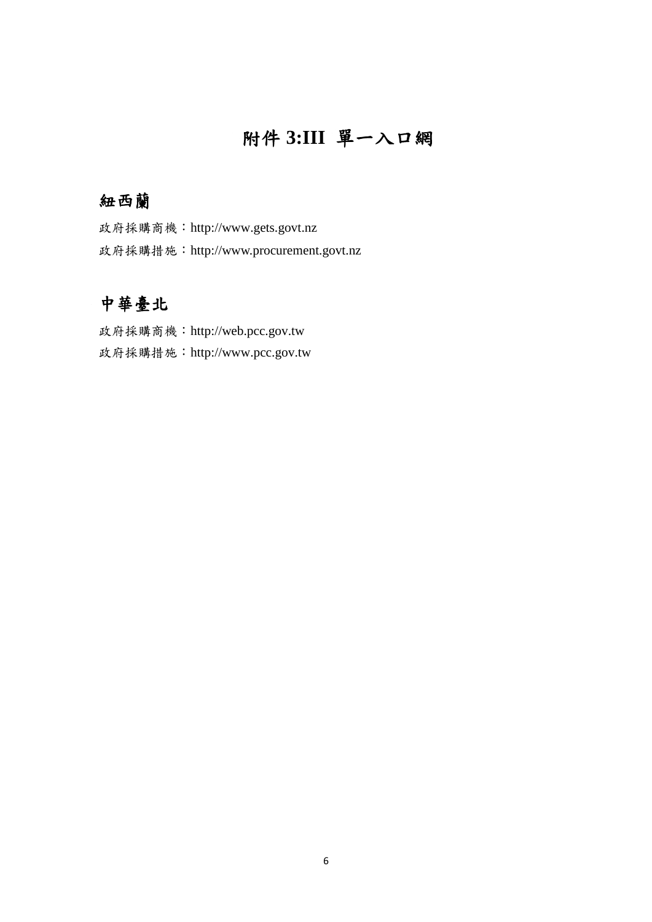# 附件 3:III 單一入口網

## 紐西蘭

政府採購商機：http://www.gets.govt.nz

政府採購措施：http://www.procurement.govt.nz

## 中華臺北

政府採購商機：http://web.pcc.gov.tw

政府採購措施：http://www.pcc.gov.tw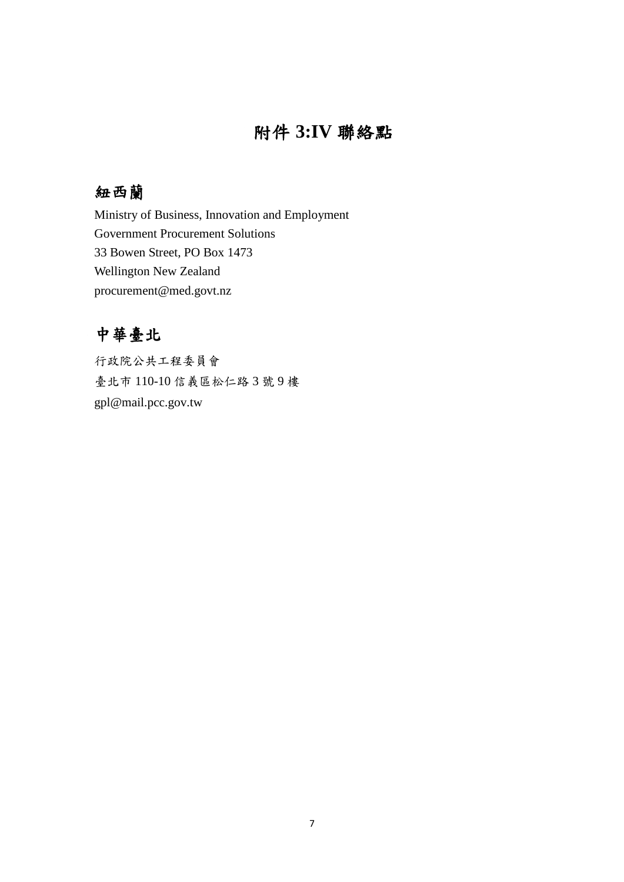# 附件 3:IV 聯絡點

## 紐西蘭

Ministry of Business, Innovation and Employment
Government Procurement Solutions
33 Bowen Street, PO Box 1473
Wellington New Zealand
procurement@med.govt.nz

## 中華臺北

行政院公共工程委員會
臺北市 110-10 信義區松仁路 3 號 9 樓
gpl@mail.pcc.gov.tw